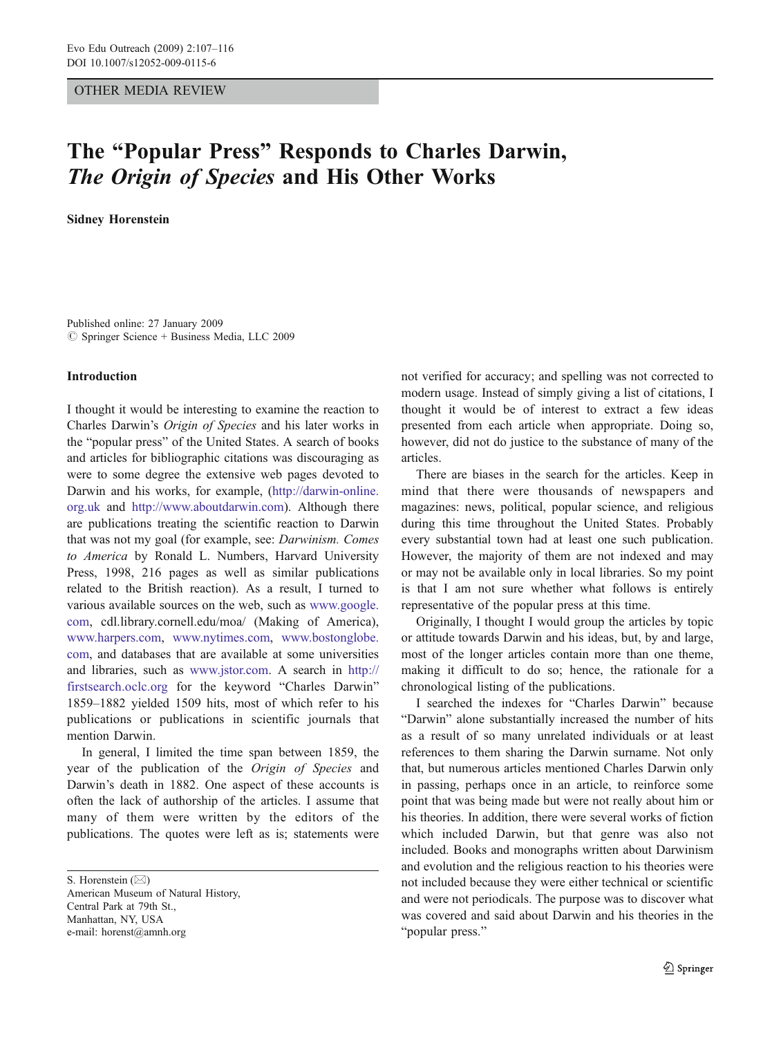OTHER MEDIA REVIEW

# The "Popular Press" Responds to Charles Darwin, *The Origin of Species* and His Other Works

**Sidney Horenstein**

Published online: 27 January 2009
© Springer Science + Business Media, LLC 2009

## Introduction

I thought it would be interesting to examine the reaction to Charles Darwin's *Origin of Species* and his later works in the "popular press" of the United States. A search of books and articles for bibliographic citations was discouraging as were to some degree the extensive web pages devoted to Darwin and his works, for example, (http://darwin-online.org.uk and http://www.aboutdarwin.com). Although there are publications treating the scientific reaction to Darwin that was not my goal (for example, see: *Darwinism. Comes to America* by Ronald L. Numbers, Harvard University Press, 1998, 216 pages as well as similar publications related to the British reaction). As a result, I turned to various available sources on the web, such as www.google.com, cdl.library.cornell.edu/moa/ (Making of America), www.harpers.com, www.nytimes.com, www.bostonglobe.com, and databases that are available at some universities and libraries, such as www.jstor.com. A search in http://firstsearch.oclc.org for the keyword "Charles Darwin" 1859–1882 yielded 1509 hits, most of which refer to his publications or publications in scientific journals that mention Darwin.

In general, I limited the time span between 1859, the year of the publication of the *Origin of Species* and Darwin's death in 1882. One aspect of these accounts is often the lack of authorship of the articles. I assume that many of them were written by the editors of the publications. The quotes were left as is; statements were not verified for accuracy; and spelling was not corrected to modern usage. Instead of simply giving a list of citations, I thought it would be of interest to extract a few ideas presented from each article when appropriate. Doing so, however, did not do justice to the substance of many of the articles.

There are biases in the search for the articles. Keep in mind that there were thousands of newspapers and magazines: news, political, popular science, and religious during this time throughout the United States. Probably every substantial town had at least one such publication. However, the majority of them are not indexed and may or may not be available only in local libraries. So my point is that I am not sure whether what follows is entirely representative of the popular press at this time.

Originally, I thought I would group the articles by topic or attitude towards Darwin and his ideas, but, by and large, most of the longer articles contain more than one theme, making it difficult to do so; hence, the rationale for a chronological listing of the publications.

I searched the indexes for "Charles Darwin" because "Darwin" alone substantially increased the number of hits as a result of so many unrelated individuals or at least references to them sharing the Darwin surname. Not only that, but numerous articles mentioned Charles Darwin only in passing, perhaps once in an article, to reinforce some point that was being made but were not really about him or his theories. In addition, there were several works of fiction which included Darwin, but that genre was also not included. Books and monographs written about Darwinism and evolution and the religious reaction to his theories were not included because they were either technical or scientific and were not periodicals. The purpose was to discover what was covered and said about Darwin and his theories in the "popular press."

S. Horenstein (✉)
American Museum of Natural History,
Central Park at 79th St.,
Manhattan, NY, USA
e-mail: horenst@amnh.org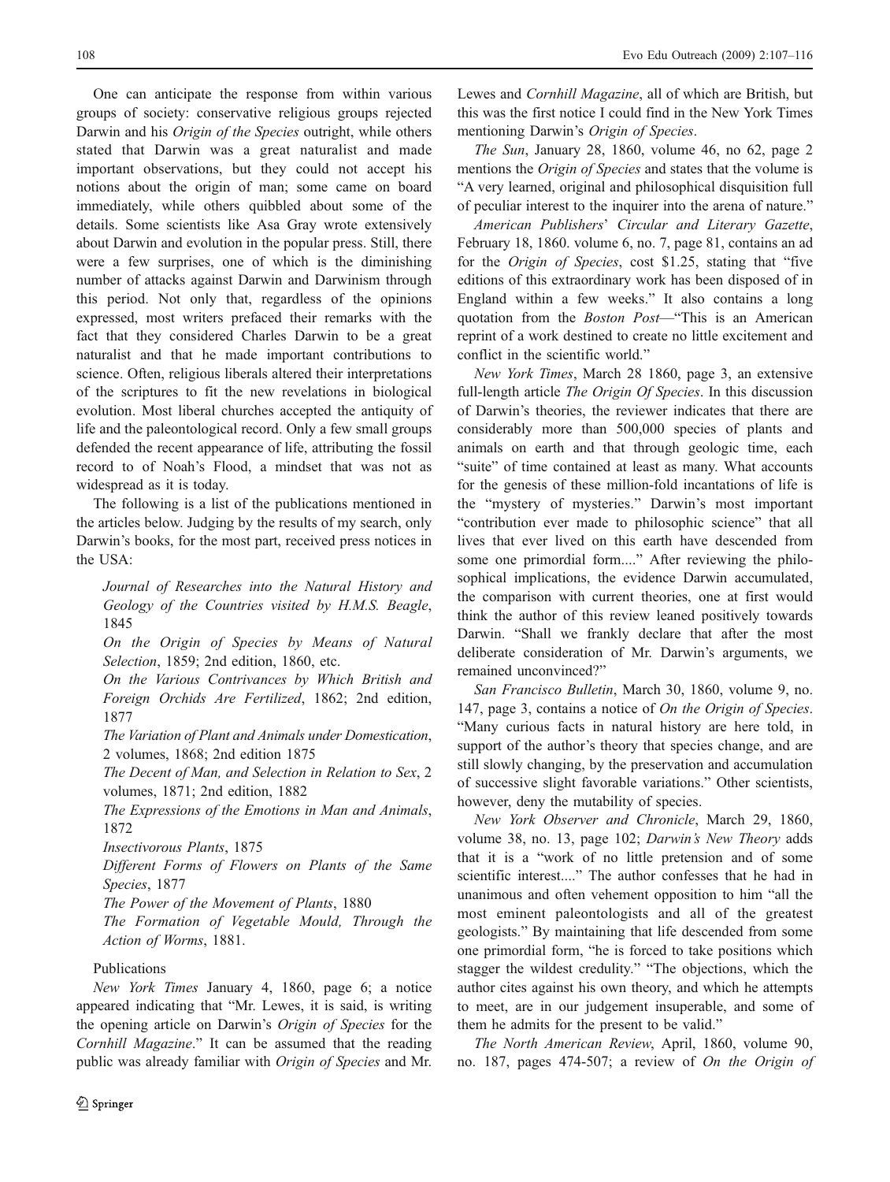One can anticipate the response from within various groups of society: conservative religious groups rejected Darwin and his *Origin of the Species* outright, while others stated that Darwin was a great naturalist and made important observations, but they could not accept his notions about the origin of man; some came on board immediately, while others quibbled about some of the details. Some scientists like Asa Gray wrote extensively about Darwin and evolution in the popular press. Still, there were a few surprises, one of which is the diminishing number of attacks against Darwin and Darwinism through this period. Not only that, regardless of the opinions expressed, most writers prefaced their remarks with the fact that they considered Charles Darwin to be a great naturalist and that he made important contributions to science. Often, religious liberals altered their interpretations of the scriptures to fit the new revelations in biological evolution. Most liberal churches accepted the antiquity of life and the paleontological record. Only a few small groups defended the recent appearance of life, attributing the fossil record to of Noah's Flood, a mindset that was not as widespread as it is today.

The following is a list of the publications mentioned in the articles below. Judging by the results of my search, only Darwin's books, for the most part, received press notices in the USA:

*Journal of Researches into the Natural History and Geology of the Countries visited by H.M.S. Beagle*, 1845

*On the Origin of Species by Means of Natural Selection*, 1859; 2nd edition, 1860, etc.

*On the Various Contrivances by Which British and Foreign Orchids Are Fertilized*, 1862; 2nd edition, 1877

*The Variation of Plant and Animals under Domestication*, 2 volumes, 1868; 2nd edition 1875

*The Decent of Man, and Selection in Relation to Sex*, 2 volumes, 1871; 2nd edition, 1882

*The Expressions of the Emotions in Man and Animals*, 1872

*Insectivorous Plants*, 1875

*Different Forms of Flowers on Plants of the Same Species*, 1877

*The Power of the Movement of Plants*, 1880

*The Formation of Vegetable Mould, Through the Action of Worms*, 1881.

Publications

*New York Times* January 4, 1860, page 6; a notice appeared indicating that "Mr. Lewes, it is said, is writing the opening article on Darwin's *Origin of Species* for the *Cornhill Magazine*." It can be assumed that the reading public was already familiar with *Origin of Species* and Mr. Lewes and *Cornhill Magazine*, all of which are British, but this was the first notice I could find in the New York Times mentioning Darwin's *Origin of Species*.

*The Sun*, January 28, 1860, volume 46, no 62, page 2 mentions the *Origin of Species* and states that the volume is "A very learned, original and philosophical disquisition full of peculiar interest to the inquirer into the arena of nature."

*American Publishers' Circular and Literary Gazette*, February 18, 1860. volume 6, no. 7, page 81, contains an ad for the *Origin of Species*, cost $1.25, stating that "five editions of this extraordinary work has been disposed of in England within a few weeks." It also contains a long quotation from the *Boston Post*—"This is an American reprint of a work destined to create no little excitement and conflict in the scientific world."

*New York Times*, March 28 1860, page 3, an extensive full-length article *The Origin Of Species*. In this discussion of Darwin's theories, the reviewer indicates that there are considerably more than 500,000 species of plants and animals on earth and that through geologic time, each "suite" of time contained at least as many. What accounts for the genesis of these million-fold incantations of life is the "mystery of mysteries." Darwin's most important "contribution ever made to philosophic science" that all lives that ever lived on this earth have descended from some one primordial form...." After reviewing the philosophical implications, the evidence Darwin accumulated, the comparison with current theories, one at first would think the author of this review leaned positively towards Darwin. "Shall we frankly declare that after the most deliberate consideration of Mr. Darwin's arguments, we remained unconvinced?"

*San Francisco Bulletin*, March 30, 1860, volume 9, no. 147, page 3, contains a notice of *On the Origin of Species*. "Many curious facts in natural history are here told, in support of the author's theory that species change, and are still slowly changing, by the preservation and accumulation of successive slight favorable variations." Other scientists, however, deny the mutability of species.

*New York Observer and Chronicle*, March 29, 1860, volume 38, no. 13, page 102; *Darwin's New Theory* adds that it is a "work of no little pretension and of some scientific interest...." The author confesses that he had in unanimous and often vehement opposition to him "all the most eminent paleontologists and all of the greatest geologists." By maintaining that life descended from some one primordial form, "he is forced to take positions which stagger the wildest credulity." "The objections, which the author cites against his own theory, and which he attempts to meet, are in our judgement insuperable, and some of them he admits for the present to be valid."

*The North American Review*, April, 1860, volume 90, no. 187, pages 474-507; a review of *On the Origin of*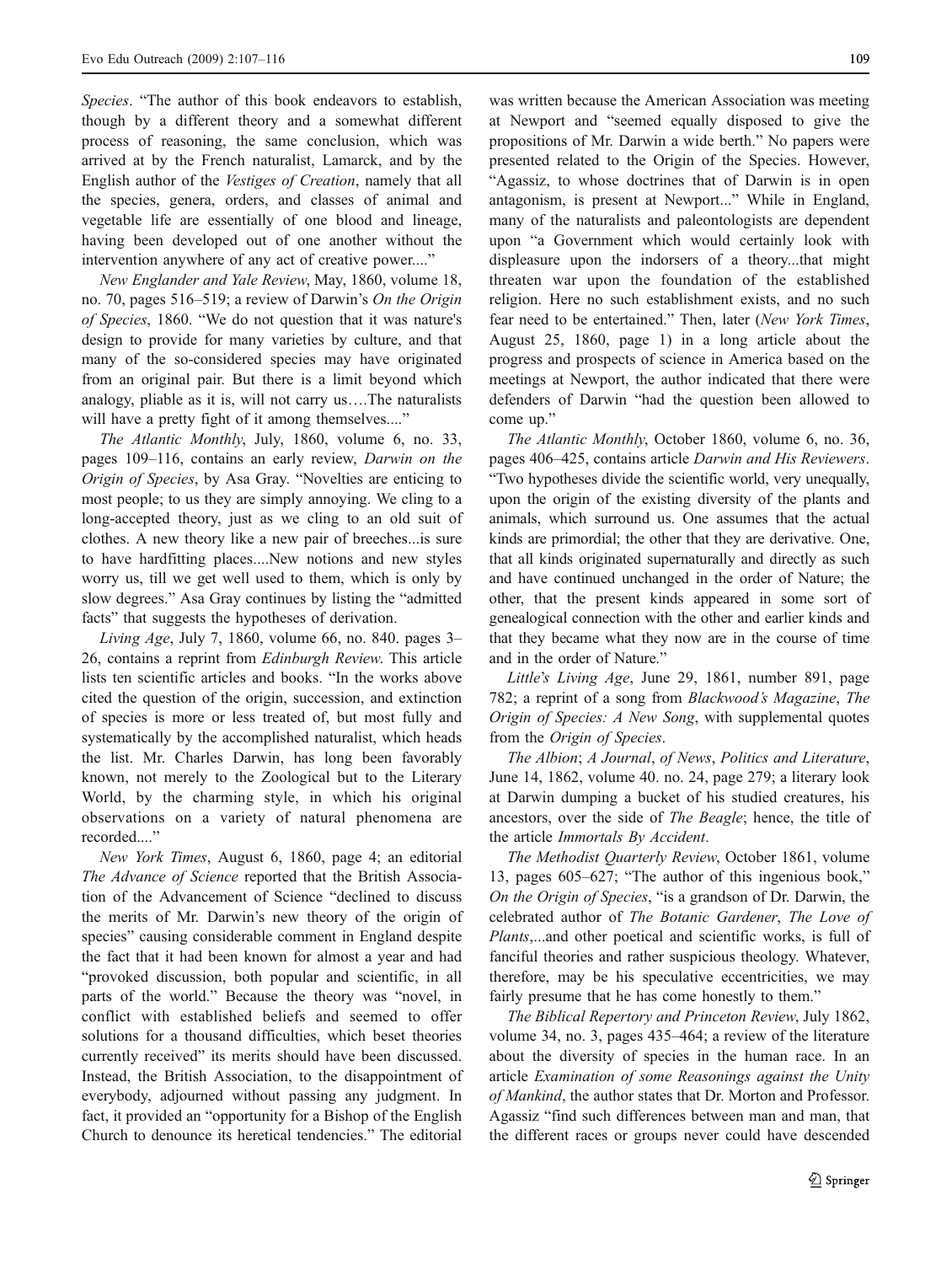*Species*. "The author of this book endeavors to establish, though by a different theory and a somewhat different process of reasoning, the same conclusion, which was arrived at by the French naturalist, Lamarck, and by the English author of the *Vestiges of Creation*, namely that all the species, genera, orders, and classes of animal and vegetable life are essentially of one blood and lineage, having been developed out of one another without the intervention anywhere of any act of creative power...."

*New Englander and Yale Review*, May, 1860, volume 18, no. 70, pages 516–519; a review of Darwin's *On the Origin of Species*, 1860. "We do not question that it was nature's design to provide for many varieties by culture, and that many of the so-considered species may have originated from an original pair. But there is a limit beyond which analogy, pliable as it is, will not carry us….The naturalists will have a pretty fight of it among themselves...."

*The Atlantic Monthly*, July, 1860, volume 6, no. 33, pages 109–116, contains an early review, *Darwin on the Origin of Species*, by Asa Gray. "Novelties are enticing to most people; to us they are simply annoying. We cling to a long-accepted theory, just as we cling to an old suit of clothes. A new theory like a new pair of breeches...is sure to have hardfitting places....New notions and new styles worry us, till we get well used to them, which is only by slow degrees." Asa Gray continues by listing the "admitted facts" that suggests the hypotheses of derivation.

*Living Age*, July 7, 1860, volume 66, no. 840. pages 3–26, contains a reprint from *Edinburgh Review*. This article lists ten scientific articles and books. "In the works above cited the question of the origin, succession, and extinction of species is more or less treated of, but most fully and systematically by the accomplished naturalist, which heads the list. Mr. Charles Darwin, has long been favorably known, not merely to the Zoological but to the Literary World, by the charming style, in which his original observations on a variety of natural phenomena are recorded...."

*New York Times*, August 6, 1860, page 4; an editorial *The Advance of Science* reported that the British Association of the Advancement of Science "declined to discuss the merits of Mr. Darwin's new theory of the origin of species" causing considerable comment in England despite the fact that it had been known for almost a year and had "provoked discussion, both popular and scientific, in all parts of the world." Because the theory was "novel, in conflict with established beliefs and seemed to offer solutions for a thousand difficulties, which beset theories currently received" its merits should have been discussed. Instead, the British Association, to the disappointment of everybody, adjourned without passing any judgment. In fact, it provided an "opportunity for a Bishop of the English Church to denounce its heretical tendencies." The editorial was written because the American Association was meeting at Newport and "seemed equally disposed to give the propositions of Mr. Darwin a wide berth." No papers were presented related to the Origin of the Species. However, "Agassiz, to whose doctrines that of Darwin is in open antagonism, is present at Newport..." While in England, many of the naturalists and paleontologists are dependent upon "a Government which would certainly look with displeasure upon the indorsers of a theory...that might threaten war upon the foundation of the established religion. Here no such establishment exists, and no such fear need to be entertained." Then, later (*New York Times*, August 25, 1860, page 1) in a long article about the progress and prospects of science in America based on the meetings at Newport, the author indicated that there were defenders of Darwin "had the question been allowed to come up."

*The Atlantic Monthly*, October 1860, volume 6, no. 36, pages 406–425, contains article *Darwin and His Reviewers*. "Two hypotheses divide the scientific world, very unequally, upon the origin of the existing diversity of the plants and animals, which surround us. One assumes that the actual kinds are primordial; the other that they are derivative. One, that all kinds originated supernaturally and directly as such and have continued unchanged in the order of Nature; the other, that the present kinds appeared in some sort of genealogical connection with the other and earlier kinds and that they became what they now are in the course of time and in the order of Nature."

*Little's Living Age*, June 29, 1861, number 891, page 782; a reprint of a song from *Blackwood's Magazine*, *The Origin of Species: A New Song*, with supplemental quotes from the *Origin of Species*.

*The Albion*; *A Journal*, *of News*, *Politics and Literature*, June 14, 1862, volume 40. no. 24, page 279; a literary look at Darwin dumping a bucket of his studied creatures, his ancestors, over the side of *The Beagle*; hence, the title of the article *Immortals By Accident*.

*The Methodist Quarterly Review*, October 1861, volume 13, pages 605–627; "The author of this ingenious book," *On the Origin of Species*, "is a grandson of Dr. Darwin, the celebrated author of *The Botanic Gardener*, *The Love of Plants*,...and other poetical and scientific works, is full of fanciful theories and rather suspicious theology. Whatever, therefore, may be his speculative eccentricities, we may fairly presume that he has come honestly to them."

*The Biblical Repertory and Princeton Review*, July 1862, volume 34, no. 3, pages 435–464; a review of the literature about the diversity of species in the human race. In an article *Examination of some Reasonings against the Unity of Mankind*, the author states that Dr. Morton and Professor. Agassiz "find such differences between man and man, that the different races or groups never could have descended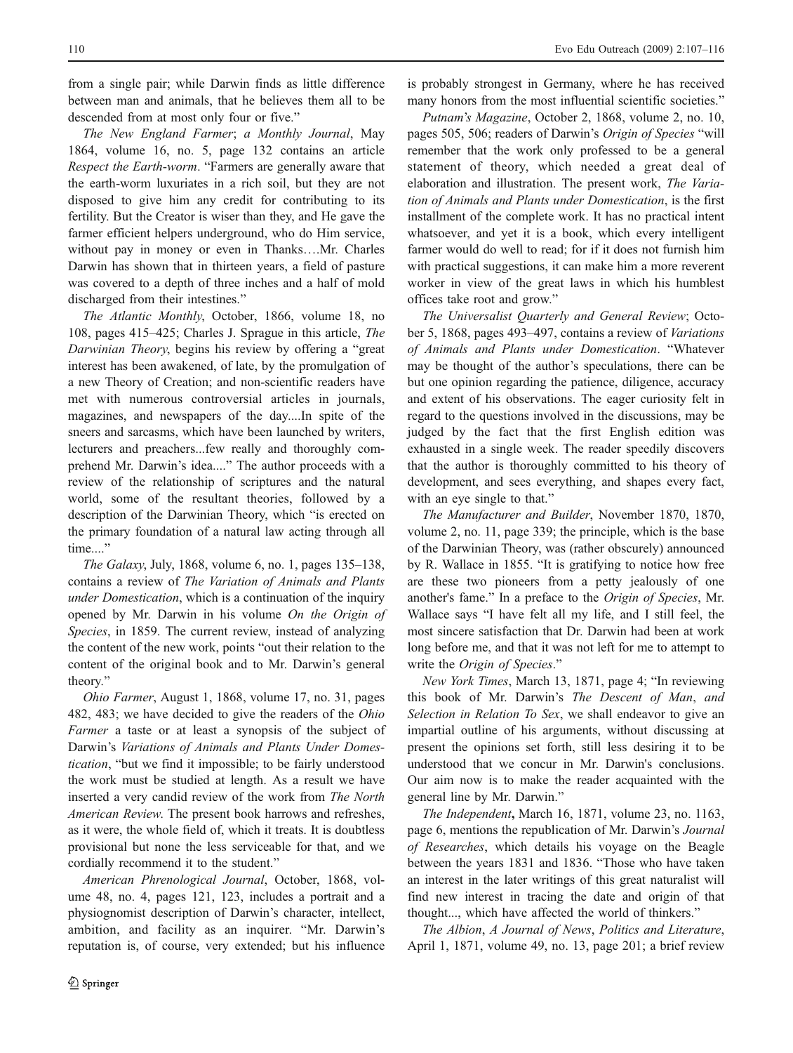from a single pair; while Darwin finds as little difference between man and animals, that he believes them all to be descended from at most only four or five."

*The New England Farmer*; *a Monthly Journal*, May 1864, volume 16, no. 5, page 132 contains an article *Respect the Earth-worm*. "Farmers are generally aware that the earth-worm luxuriates in a rich soil, but they are not disposed to give him any credit for contributing to its fertility. But the Creator is wiser than they, and He gave the farmer efficient helpers underground, who do Him service, without pay in money or even in Thanks….Mr. Charles Darwin has shown that in thirteen years, a field of pasture was covered to a depth of three inches and a half of mold discharged from their intestines."

*The Atlantic Monthly*, October, 1866, volume 18, no 108, pages 415–425; Charles J. Sprague in this article, *The Darwinian Theory*, begins his review by offering a "great interest has been awakened, of late, by the promulgation of a new Theory of Creation; and non-scientific readers have met with numerous controversial articles in journals, magazines, and newspapers of the day....In spite of the sneers and sarcasms, which have been launched by writers, lecturers and preachers...few really and thoroughly comprehend Mr. Darwin's idea...." The author proceeds with a review of the relationship of scriptures and the natural world, some of the resultant theories, followed by a description of the Darwinian Theory, which "is erected on the primary foundation of a natural law acting through all time...."

*The Galaxy*, July, 1868, volume 6, no. 1, pages 135–138, contains a review of *The Variation of Animals and Plants under Domestication*, which is a continuation of the inquiry opened by Mr. Darwin in his volume *On the Origin of Species*, in 1859. The current review, instead of analyzing the content of the new work, points "out their relation to the content of the original book and to Mr. Darwin's general theory."

*Ohio Farmer*, August 1, 1868, volume 17, no. 31, pages 482, 483; we have decided to give the readers of the *Ohio Farmer* a taste or at least a synopsis of the subject of Darwin's *Variations of Animals and Plants Under Domestication*, "but we find it impossible; to be fairly understood the work must be studied at length. As a result we have inserted a very candid review of the work from *The North American Review*. The present book harrows and refreshes, as it were, the whole field of, which it treats. It is doubtless provisional but none the less serviceable for that, and we cordially recommend it to the student."

*American Phrenological Journal*, October, 1868, volume 48, no. 4, pages 121, 123, includes a portrait and a physiognomist description of Darwin's character, intellect, ambition, and facility as an inquirer. "Mr. Darwin's reputation is, of course, very extended; but his influence is probably strongest in Germany, where he has received many honors from the most influential scientific societies."

*Putnam's Magazine*, October 2, 1868, volume 2, no. 10, pages 505, 506; readers of Darwin's *Origin of Species* "will remember that the work only professed to be a general statement of theory, which needed a great deal of elaboration and illustration. The present work, *The Variation of Animals and Plants under Domestication*, is the first installment of the complete work. It has no practical intent whatsoever, and yet it is a book, which every intelligent farmer would do well to read; for if it does not furnish him with practical suggestions, it can make him a more reverent worker in view of the great laws in which his humblest offices take root and grow."

*The Universalist Quarterly and General Review*; October 5, 1868, pages 493–497, contains a review of *Variations of Animals and Plants under Domestication*. "Whatever may be thought of the author's speculations, there can be but one opinion regarding the patience, diligence, accuracy and extent of his observations. The eager curiosity felt in regard to the questions involved in the discussions, may be judged by the fact that the first English edition was exhausted in a single week. The reader speedily discovers that the author is thoroughly committed to his theory of development, and sees everything, and shapes every fact, with an eye single to that."

*The Manufacturer and Builder*, November 1870, 1870, volume 2, no. 11, page 339; the principle, which is the base of the Darwinian Theory, was (rather obscurely) announced by R. Wallace in 1855. "It is gratifying to notice how free are these two pioneers from a petty jealously of one another's fame." In a preface to the *Origin of Species*, Mr. Wallace says "I have felt all my life, and I still feel, the most sincere satisfaction that Dr. Darwin had been at work long before me, and that it was not left for me to attempt to write the *Origin of Species*."

*New York Times*, March 13, 1871, page 4; "In reviewing this book of Mr. Darwin's *The Descent of Man*, *and Selection in Relation To Sex*, we shall endeavor to give an impartial outline of his arguments, without discussing at present the opinions set forth, still less desiring it to be understood that we concur in Mr. Darwin's conclusions. Our aim now is to make the reader acquainted with the general line by Mr. Darwin."

***The Independent***, March 16, 1871, volume 23, no. 1163, page 6, mentions the republication of Mr. Darwin's *Journal of Researches*, which details his voyage on the Beagle between the years 1831 and 1836. "Those who have taken an interest in the later writings of this great naturalist will find new interest in tracing the date and origin of that thought..., which have affected the world of thinkers."

*The Albion*, *A Journal of News*, *Politics and Literature*, April 1, 1871, volume 49, no. 13, page 201; a brief review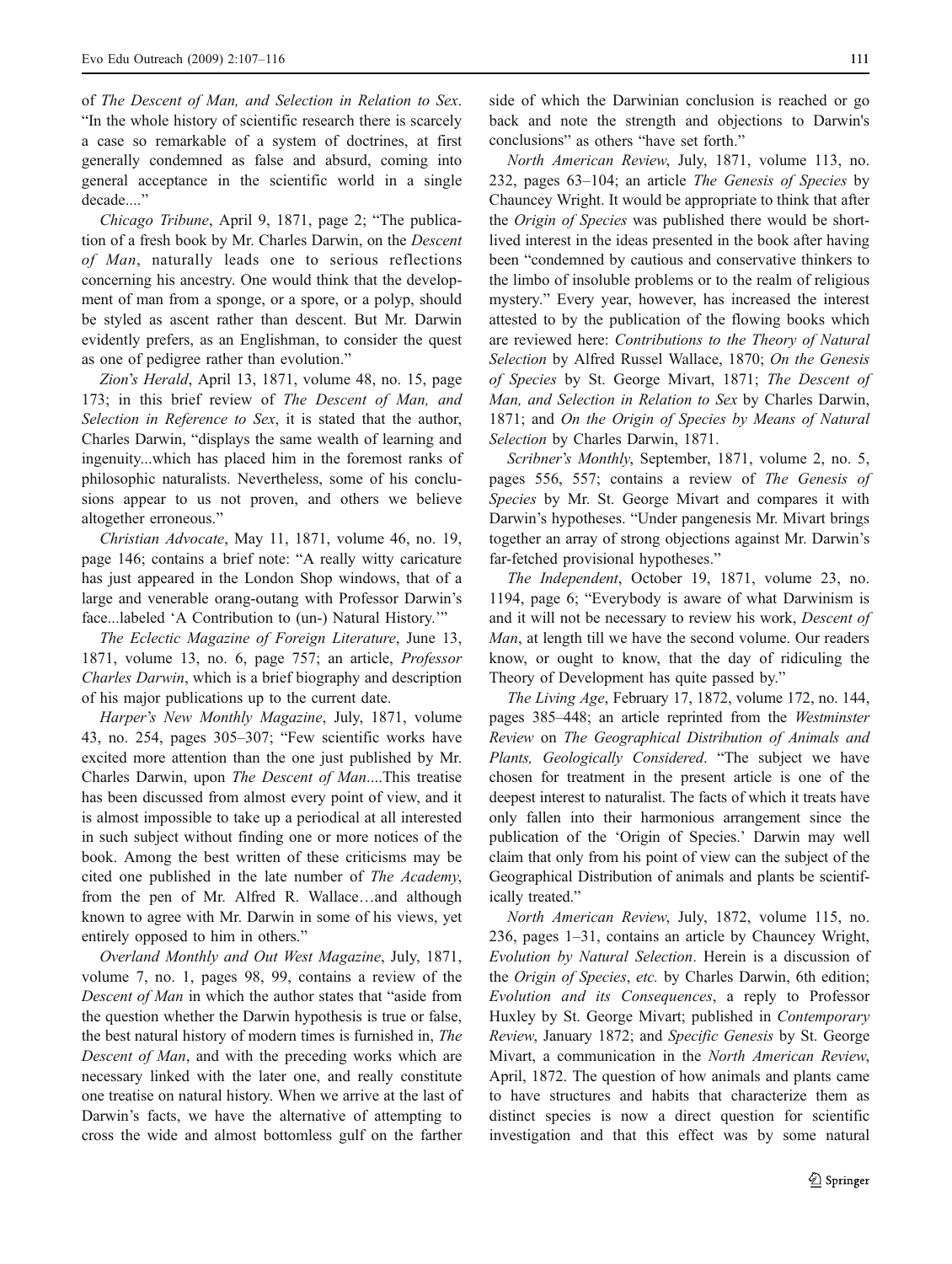of *The Descent of Man, and Selection in Relation to Sex*. "In the whole history of scientific research there is scarcely a case so remarkable of a system of doctrines, at first generally condemned as false and absurd, coming into general acceptance in the scientific world in a single decade...."

*Chicago Tribune*, April 9, 1871, page 2; "The publication of a fresh book by Mr. Charles Darwin, on the *Descent of Man*, naturally leads one to serious reflections concerning his ancestry. One would think that the development of man from a sponge, or a spore, or a polyp, should be styled as ascent rather than descent. But Mr. Darwin evidently prefers, as an Englishman, to consider the quest as one of pedigree rather than evolution."

*Zion's Herald*, April 13, 1871, volume 48, no. 15, page 173; in this brief review of *The Descent of Man, and Selection in Reference to Sex*, it is stated that the author, Charles Darwin, "displays the same wealth of learning and ingenuity...which has placed him in the foremost ranks of philosophic naturalists. Nevertheless, some of his conclusions appear to us not proven, and others we believe altogether erroneous."

*Christian Advocate*, May 11, 1871, volume 46, no. 19, page 146; contains a brief note: "A really witty caricature has just appeared in the London Shop windows, that of a large and venerable orang-outang with Professor Darwin's face...labeled 'A Contribution to (un-) Natural History.'"

*The Eclectic Magazine of Foreign Literature*, June 13, 1871, volume 13, no. 6, page 757; an article, *Professor Charles Darwin*, which is a brief biography and description of his major publications up to the current date.

*Harper's New Monthly Magazine*, July, 1871, volume 43, no. 254, pages 305–307; "Few scientific works have excited more attention than the one just published by Mr. Charles Darwin, upon *The Descent of Man*....This treatise has been discussed from almost every point of view, and it is almost impossible to take up a periodical at all interested in such subject without finding one or more notices of the book. Among the best written of these criticisms may be cited one published in the late number of *The Academy*, from the pen of Mr. Alfred R. Wallace…and although known to agree with Mr. Darwin in some of his views, yet entirely opposed to him in others."

*Overland Monthly and Out West Magazine*, July, 1871, volume 7, no. 1, pages 98, 99, contains a review of the *Descent of Man* in which the author states that "aside from the question whether the Darwin hypothesis is true or false, the best natural history of modern times is furnished in, *The Descent of Man*, and with the preceding works which are necessary linked with the later one, and really constitute one treatise on natural history. When we arrive at the last of Darwin's facts, we have the alternative of attempting to cross the wide and almost bottomless gulf on the farther side of which the Darwinian conclusion is reached or go back and note the strength and objections to Darwin's conclusions" as others "have set forth."

*North American Review*, July, 1871, volume 113, no. 232, pages 63–104; an article *The Genesis of Species* by Chauncey Wright. It would be appropriate to think that after the *Origin of Species* was published there would be short-lived interest in the ideas presented in the book after having been "condemned by cautious and conservative thinkers to the limbo of insoluble problems or to the realm of religious mystery." Every year, however, has increased the interest attested to by the publication of the flowing books which are reviewed here: *Contributions to the Theory of Natural Selection* by Alfred Russel Wallace, 1870; *On the Genesis of Species* by St. George Mivart, 1871; *The Descent of Man, and Selection in Relation to Sex* by Charles Darwin, 1871; and *On the Origin of Species by Means of Natural Selection* by Charles Darwin, 1871.

*Scribner's Monthly*, September, 1871, volume 2, no. 5, pages 556, 557; contains a review of *The Genesis of Species* by Mr. St. George Mivart and compares it with Darwin's hypotheses. "Under pangenesis Mr. Mivart brings together an array of strong objections against Mr. Darwin's far-fetched provisional hypotheses."

*The Independent*, October 19, 1871, volume 23, no. 1194, page 6; "Everybody is aware of what Darwinism is and it will not be necessary to review his work, *Descent of Man*, at length till we have the second volume. Our readers know, or ought to know, that the day of ridiculing the Theory of Development has quite passed by."

*The Living Age*, February 17, 1872, volume 172, no. 144, pages 385–448; an article reprinted from the *Westminster Review* on *The Geographical Distribution of Animals and Plants, Geologically Considered*. "The subject we have chosen for treatment in the present article is one of the deepest interest to naturalist. The facts of which it treats have only fallen into their harmonious arrangement since the publication of the 'Origin of Species.' Darwin may well claim that only from his point of view can the subject of the Geographical Distribution of animals and plants be scientifically treated."

*North American Review*, July, 1872, volume 115, no. 236, pages 1–31, contains an article by Chauncey Wright, *Evolution by Natural Selection*. Herein is a discussion of the *Origin of Species*, *etc.* by Charles Darwin, 6th edition; *Evolution and its Consequences*, a reply to Professor Huxley by St. George Mivart; published in *Contemporary Review*, January 1872; and *Specific Genesis* by St. George Mivart, a communication in the *North American Review*, April, 1872. The question of how animals and plants came to have structures and habits that characterize them as distinct species is now a direct question for scientific investigation and that this effect was by some natural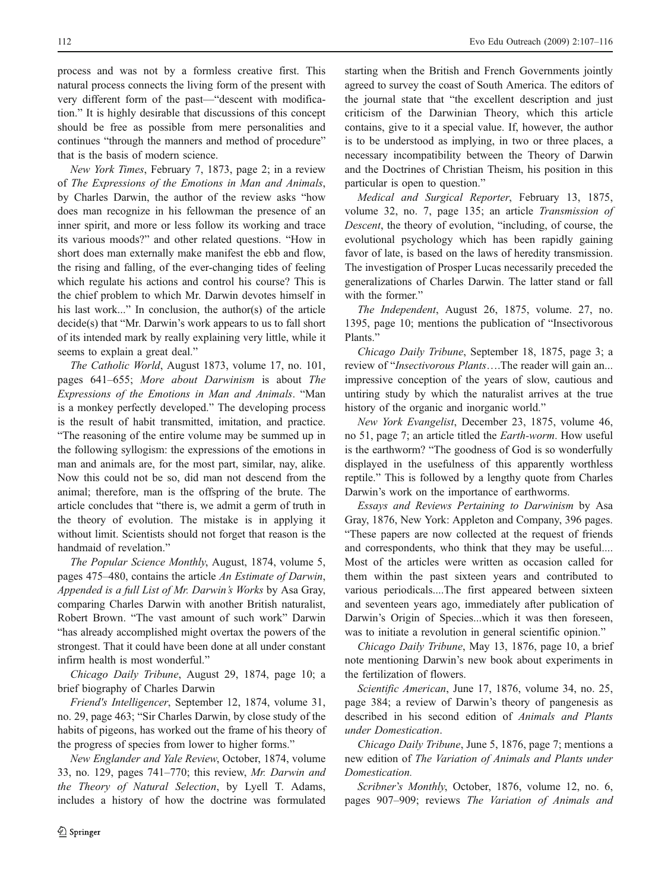process and was not by a formless creative first. This natural process connects the living form of the present with very different form of the past—"descent with modification." It is highly desirable that discussions of this concept should be free as possible from mere personalities and continues "through the manners and method of procedure" that is the basis of modern science.

*New York Times*, February 7, 1873, page 2; in a review of *The Expressions of the Emotions in Man and Animals*, by Charles Darwin, the author of the review asks "how does man recognize in his fellowman the presence of an inner spirit, and more or less follow its working and trace its various moods?" and other related questions. "How in short does man externally make manifest the ebb and flow, the rising and falling, of the ever-changing tides of feeling which regulate his actions and control his course? This is the chief problem to which Mr. Darwin devotes himself in his last work..." In conclusion, the author(s) of the article decide(s) that "Mr. Darwin's work appears to us to fall short of its intended mark by really explaining very little, while it seems to explain a great deal."

*The Catholic World*, August 1873, volume 17, no. 101, pages 641–655; *More about Darwinism* is about *The Expressions of the Emotions in Man and Animals*. "Man is a monkey perfectly developed." The developing process is the result of habit transmitted, imitation, and practice. "The reasoning of the entire volume may be summed up in the following syllogism: the expressions of the emotions in man and animals are, for the most part, similar, nay, alike. Now this could not be so, did man not descend from the animal; therefore, man is the offspring of the brute. The article concludes that "there is, we admit a germ of truth in the theory of evolution. The mistake is in applying it without limit. Scientists should not forget that reason is the handmaid of revelation."

*The Popular Science Monthly*, August, 1874, volume 5, pages 475–480, contains the article *An Estimate of Darwin, Appended is a full List of Mr. Darwin's Works* by Asa Gray, comparing Charles Darwin with another British naturalist, Robert Brown. "The vast amount of such work" Darwin "has already accomplished might overtax the powers of the strongest. That it could have been done at all under constant infirm health is most wonderful."

*Chicago Daily Tribune*, August 29, 1874, page 10; a brief biography of Charles Darwin

*Friend's Intelligencer*, September 12, 1874, volume 31, no. 29, page 463; "Sir Charles Darwin, by close study of the habits of pigeons, has worked out the frame of his theory of the progress of species from lower to higher forms."

*New Englander and Yale Review*, October, 1874, volume 33, no. 129, pages 741–770; this review, *Mr. Darwin and the Theory of Natural Selection*, by Lyell T. Adams, includes a history of how the doctrine was formulated starting when the British and French Governments jointly agreed to survey the coast of South America. The editors of the journal state that "the excellent description and just criticism of the Darwinian Theory, which this article contains, give to it a special value. If, however, the author is to be understood as implying, in two or three places, a necessary incompatibility between the Theory of Darwin and the Doctrines of Christian Theism, his position in this particular is open to question."

*Medical and Surgical Reporter*, February 13, 1875, volume 32, no. 7, page 135; an article *Transmission of Descent*, the theory of evolution, "including, of course, the evolutional psychology which has been rapidly gaining favor of late, is based on the laws of heredity transmission. The investigation of Prosper Lucas necessarily preceded the generalizations of Charles Darwin. The latter stand or fall with the former."

*The Independent*, August 26, 1875, volume. 27, no. 1395, page 10; mentions the publication of "Insectivorous Plants."

*Chicago Daily Tribune*, September 18, 1875, page 3; a review of "*Insectivorous Plants*….The reader will gain an... impressive conception of the years of slow, cautious and untiring study by which the naturalist arrives at the true history of the organic and inorganic world."

*New York Evangelist*, December 23, 1875, volume 46, no 51, page 7; an article titled the *Earth-worm*. How useful is the earthworm? "The goodness of God is so wonderfully displayed in the usefulness of this apparently worthless reptile." This is followed by a lengthy quote from Charles Darwin's work on the importance of earthworms.

*Essays and Reviews Pertaining to Darwinism* by Asa Gray, 1876, New York: Appleton and Company, 396 pages. "These papers are now collected at the request of friends and correspondents, who think that they may be useful.... Most of the articles were written as occasion called for them within the past sixteen years and contributed to various periodicals....The first appeared between sixteen and seventeen years ago, immediately after publication of Darwin's Origin of Species...which it was then foreseen, was to initiate a revolution in general scientific opinion."

*Chicago Daily Tribune*, May 13, 1876, page 10, a brief note mentioning Darwin's new book about experiments in the fertilization of flowers.

*Scientific American*, June 17, 1876, volume 34, no. 25, page 384; a review of Darwin's theory of pangenesis as described in his second edition of *Animals and Plants under Domestication*.

*Chicago Daily Tribune*, June 5, 1876, page 7; mentions a new edition of *The Variation of Animals and Plants under Domestication.*

*Scribner's Monthly*, October, 1876, volume 12, no. 6, pages 907–909; reviews *The Variation of Animals and*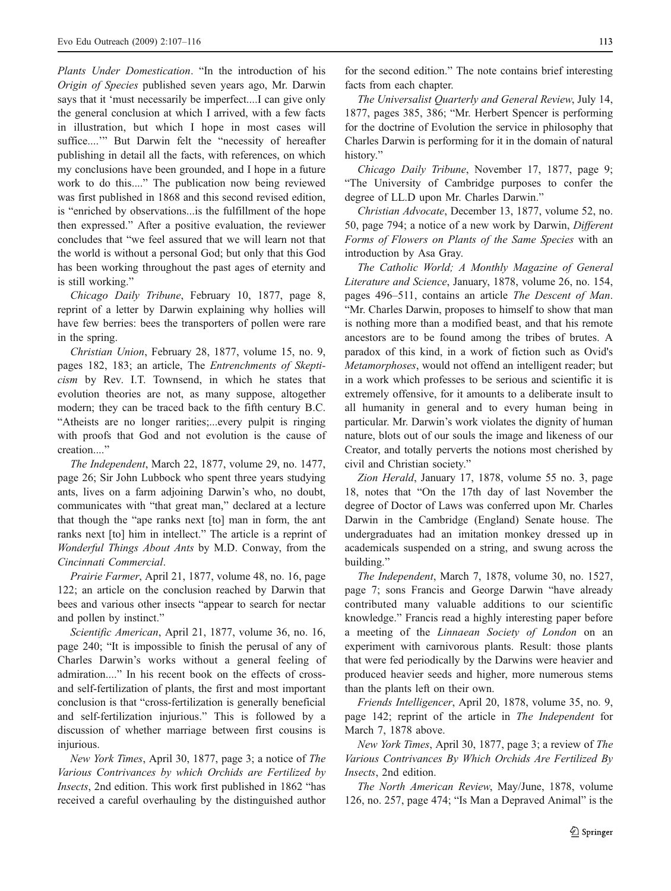*Plants Under Domestication*. "In the introduction of his *Origin of Species* published seven years ago, Mr. Darwin says that it 'must necessarily be imperfect....I can give only the general conclusion at which I arrived, with a few facts in illustration, but which I hope in most cases will suffice....'" But Darwin felt the "necessity of hereafter publishing in detail all the facts, with references, on which my conclusions have been grounded, and I hope in a future work to do this...." The publication now being reviewed was first published in 1868 and this second revised edition, is "enriched by observations...is the fulfillment of the hope then expressed." After a positive evaluation, the reviewer concludes that "we feel assured that we will learn not that the world is without a personal God; but only that this God has been working throughout the past ages of eternity and is still working."

*Chicago Daily Tribune*, February 10, 1877, page 8, reprint of a letter by Darwin explaining why hollies will have few berries: bees the transporters of pollen were rare in the spring.

*Christian Union*, February 28, 1877, volume 15, no. 9, pages 182, 183; an article, The *Entrenchments of Skepticism* by Rev. I.T. Townsend, in which he states that evolution theories are not, as many suppose, altogether modern; they can be traced back to the fifth century B.C. "Atheists are no longer rarities;...every pulpit is ringing with proofs that God and not evolution is the cause of creation...."

*The Independent*, March 22, 1877, volume 29, no. 1477, page 26; Sir John Lubbock who spent three years studying ants, lives on a farm adjoining Darwin's who, no doubt, communicates with "that great man," declared at a lecture that though the "ape ranks next [to] man in form, the ant ranks next [to] him in intellect." The article is a reprint of *Wonderful Things About Ants* by M.D. Conway, from the *Cincinnati Commercial*.

*Prairie Farmer*, April 21, 1877, volume 48, no. 16, page 122; an article on the conclusion reached by Darwin that bees and various other insects "appear to search for nectar and pollen by instinct."

*Scientific American*, April 21, 1877, volume 36, no. 16, page 240; "It is impossible to finish the perusal of any of Charles Darwin's works without a general feeling of admiration...." In his recent book on the effects of cross- and self-fertilization of plants, the first and most important conclusion is that "cross-fertilization is generally beneficial and self-fertilization injurious." This is followed by a discussion of whether marriage between first cousins is injurious.

*New York Times*, April 30, 1877, page 3; a notice of *The Various Contrivances by which Orchids are Fertilized by Insects*, 2nd edition. This work first published in 1862 "has received a careful overhauling by the distinguished author for the second edition." The note contains brief interesting facts from each chapter.

*The Universalist Quarterly and General Review*, July 14, 1877, pages 385, 386; "Mr. Herbert Spencer is performing for the doctrine of Evolution the service in philosophy that Charles Darwin is performing for it in the domain of natural history."

*Chicago Daily Tribune*, November 17, 1877, page 9; "The University of Cambridge purposes to confer the degree of LL.D upon Mr. Charles Darwin."

*Christian Advocate*, December 13, 1877, volume 52, no. 50, page 794; a notice of a new work by Darwin, *Different Forms of Flowers on Plants of the Same Species* with an introduction by Asa Gray.

*The Catholic World; A Monthly Magazine of General Literature and Science*, January, 1878, volume 26, no. 154, pages 496–511, contains an article *The Descent of Man*. "Mr. Charles Darwin, proposes to himself to show that man is nothing more than a modified beast, and that his remote ancestors are to be found among the tribes of brutes. A paradox of this kind, in a work of fiction such as Ovid's *Metamorphoses*, would not offend an intelligent reader; but in a work which professes to be serious and scientific it is extremely offensive, for it amounts to a deliberate insult to all humanity in general and to every human being in particular. Mr. Darwin's work violates the dignity of human nature, blots out of our souls the image and likeness of our Creator, and totally perverts the notions most cherished by civil and Christian society."

*Zion Herald*, January 17, 1878, volume 55 no. 3, page 18, notes that "On the 17th day of last November the degree of Doctor of Laws was conferred upon Mr. Charles Darwin in the Cambridge (England) Senate house. The undergraduates had an imitation monkey dressed up in academicals suspended on a string, and swung across the building."

*The Independent*, March 7, 1878, volume 30, no. 1527, page 7; sons Francis and George Darwin "have already contributed many valuable additions to our scientific knowledge." Francis read a highly interesting paper before a meeting of the *Linnaean Society of London* on an experiment with carnivorous plants. Result: those plants that were fed periodically by the Darwins were heavier and produced heavier seeds and higher, more numerous stems than the plants left on their own.

*Friends Intelligencer*, April 20, 1878, volume 35, no. 9, page 142; reprint of the article in *The Independent* for March 7, 1878 above.

*New York Times*, April 30, 1877, page 3; a review of *The Various Contrivances By Which Orchids Are Fertilized By Insects*, 2nd edition.

*The North American Review*, May/June, 1878, volume 126, no. 257, page 474; "Is Man a Depraved Animal" is the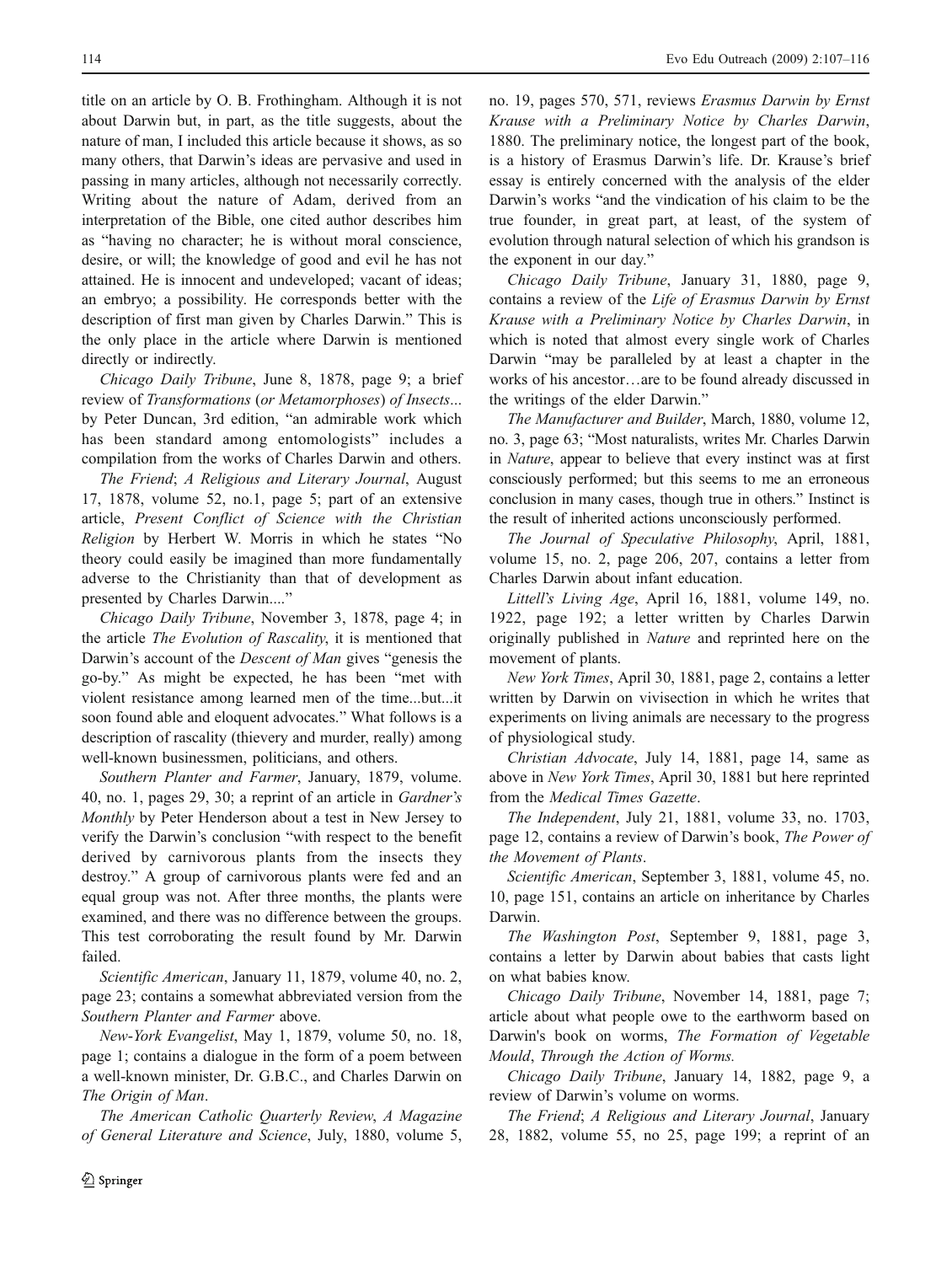title on an article by O. B. Frothingham. Although it is not about Darwin but, in part, as the title suggests, about the nature of man, I included this article because it shows, as so many others, that Darwin's ideas are pervasive and used in passing in many articles, although not necessarily correctly. Writing about the nature of Adam, derived from an interpretation of the Bible, one cited author describes him as "having no character; he is without moral conscience, desire, or will; the knowledge of good and evil he has not attained. He is innocent and undeveloped; vacant of ideas; an embryo; a possibility. He corresponds better with the description of first man given by Charles Darwin." This is the only place in the article where Darwin is mentioned directly or indirectly.

*Chicago Daily Tribune*, June 8, 1878, page 9; a brief review of *Transformations* (*or Metamorphoses*) *of Insects*... by Peter Duncan, 3rd edition, "an admirable work which has been standard among entomologists" includes a compilation from the works of Charles Darwin and others.

*The Friend*; *A Religious and Literary Journal*, August 17, 1878, volume 52, no.1, page 5; part of an extensive article, *Present Conflict of Science with the Christian Religion* by Herbert W. Morris in which he states "No theory could easily be imagined than more fundamentally adverse to the Christianity than that of development as presented by Charles Darwin...."

*Chicago Daily Tribune*, November 3, 1878, page 4; in the article *The Evolution of Rascality*, it is mentioned that Darwin's account of the *Descent of Man* gives "genesis the go-by." As might be expected, he has been "met with violent resistance among learned men of the time...but...it soon found able and eloquent advocates." What follows is a description of rascality (thievery and murder, really) among well-known businessmen, politicians, and others.

*Southern Planter and Farmer*, January, 1879, volume. 40, no. 1, pages 29, 30; a reprint of an article in *Gardner's Monthly* by Peter Henderson about a test in New Jersey to verify the Darwin's conclusion "with respect to the benefit derived by carnivorous plants from the insects they destroy." A group of carnivorous plants were fed and an equal group was not. After three months, the plants were examined, and there was no difference between the groups. This test corroborating the result found by Mr. Darwin failed.

*Scientific American*, January 11, 1879, volume 40, no. 2, page 23; contains a somewhat abbreviated version from the *Southern Planter and Farmer* above.

*New-York Evangelist*, May 1, 1879, volume 50, no. 18, page 1; contains a dialogue in the form of a poem between a well-known minister, Dr. G.B.C., and Charles Darwin on *The Origin of Man*.

*The American Catholic Quarterly Review*, *A Magazine of General Literature and Science*, July, 1880, volume 5, no. 19, pages 570, 571, reviews *Erasmus Darwin by Ernst Krause with a Preliminary Notice by Charles Darwin*, 1880. The preliminary notice, the longest part of the book, is a history of Erasmus Darwin's life. Dr. Krause's brief essay is entirely concerned with the analysis of the elder Darwin's works "and the vindication of his claim to be the true founder, in great part, at least, of the system of evolution through natural selection of which his grandson is the exponent in our day."

*Chicago Daily Tribune*, January 31, 1880, page 9, contains a review of the *Life of Erasmus Darwin by Ernst Krause with a Preliminary Notice by Charles Darwin*, in which is noted that almost every single work of Charles Darwin "may be paralleled by at least a chapter in the works of his ancestor…are to be found already discussed in the writings of the elder Darwin."

*The Manufacturer and Builder*, March, 1880, volume 12, no. 3, page 63; "Most naturalists, writes Mr. Charles Darwin in *Nature*, appear to believe that every instinct was at first consciously performed; but this seems to me an erroneous conclusion in many cases, though true in others." Instinct is the result of inherited actions unconsciously performed.

*The Journal of Speculative Philosophy*, April, 1881, volume 15, no. 2, page 206, 207, contains a letter from Charles Darwin about infant education.

*Littell's Living Age*, April 16, 1881, volume 149, no. 1922, page 192; a letter written by Charles Darwin originally published in *Nature* and reprinted here on the movement of plants.

*New York Times*, April 30, 1881, page 2, contains a letter written by Darwin on vivisection in which he writes that experiments on living animals are necessary to the progress of physiological study.

*Christian Advocate*, July 14, 1881, page 14, same as above in *New York Times*, April 30, 1881 but here reprinted from the *Medical Times Gazette*.

*The Independent*, July 21, 1881, volume 33, no. 1703, page 12, contains a review of Darwin's book, *The Power of the Movement of Plants*.

*Scientific American*, September 3, 1881, volume 45, no. 10, page 151, contains an article on inheritance by Charles Darwin.

*The Washington Post*, September 9, 1881, page 3, contains a letter by Darwin about babies that casts light on what babies know.

*Chicago Daily Tribune*, November 14, 1881, page 7; article about what people owe to the earthworm based on Darwin's book on worms, *The Formation of Vegetable Mould*, *Through the Action of Worms.*

*Chicago Daily Tribune*, January 14, 1882, page 9, a review of Darwin's volume on worms.

*The Friend*; *A Religious and Literary Journal*, January 28, 1882, volume 55, no 25, page 199; a reprint of an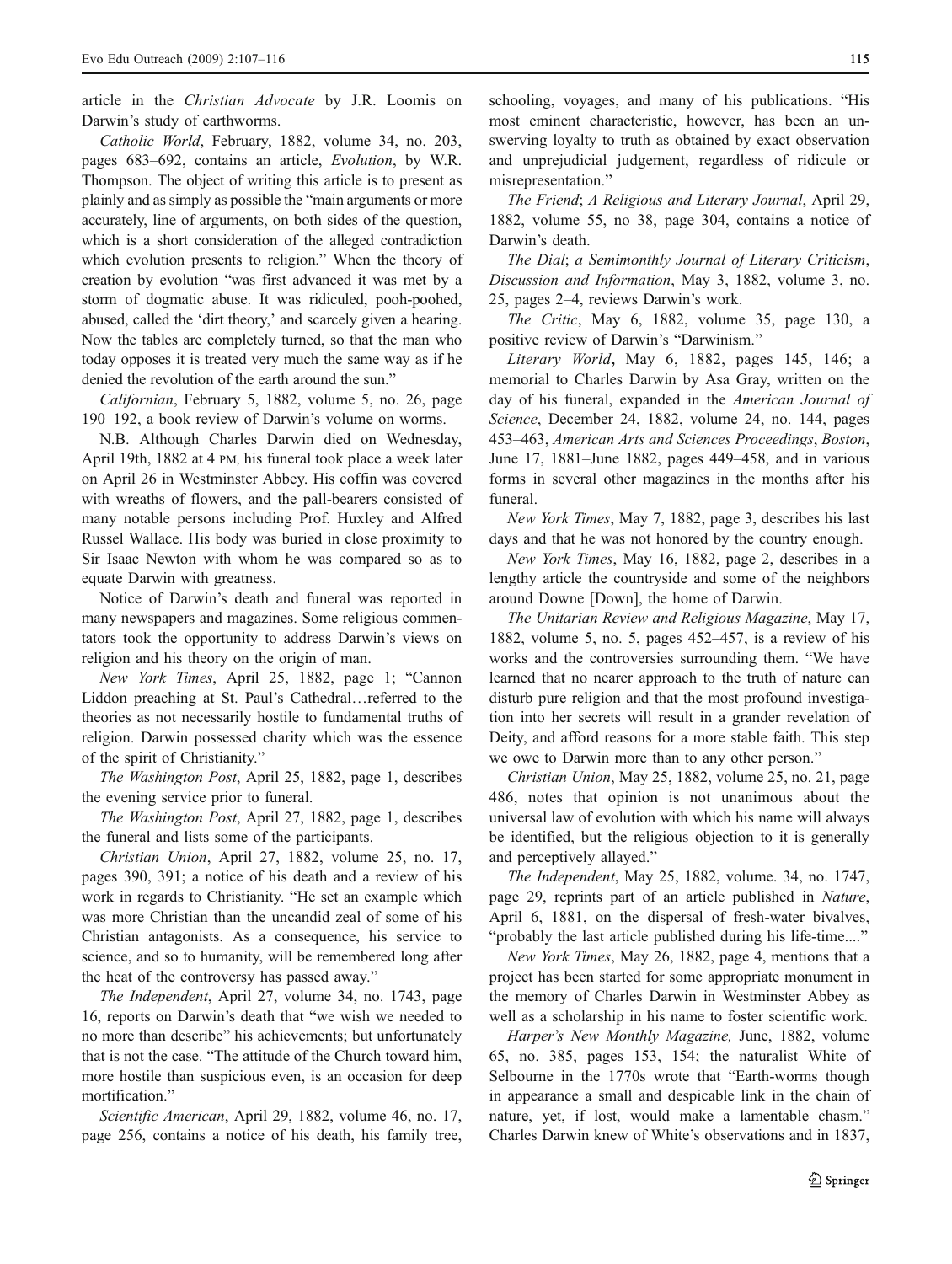article in the *Christian Advocate* by J.R. Loomis on Darwin's study of earthworms.

*Catholic World*, February, 1882, volume 34, no. 203, pages 683–692, contains an article, *Evolution*, by W.R. Thompson. The object of writing this article is to present as plainly and as simply as possible the "main arguments or more accurately, line of arguments, on both sides of the question, which is a short consideration of the alleged contradiction which evolution presents to religion." When the theory of creation by evolution "was first advanced it was met by a storm of dogmatic abuse. It was ridiculed, pooh-poohed, abused, called the 'dirt theory,' and scarcely given a hearing. Now the tables are completely turned, so that the man who today opposes it is treated very much the same way as if he denied the revolution of the earth around the sun."

*Californian*, February 5, 1882, volume 5, no. 26, page 190–192, a book review of Darwin's volume on worms.

N.B. Although Charles Darwin died on Wednesday, April 19th, 1882 at 4 PM, his funeral took place a week later on April 26 in Westminster Abbey. His coffin was covered with wreaths of flowers, and the pall-bearers consisted of many notable persons including Prof. Huxley and Alfred Russel Wallace. His body was buried in close proximity to Sir Isaac Newton with whom he was compared so as to equate Darwin with greatness.

Notice of Darwin's death and funeral was reported in many newspapers and magazines. Some religious commentators took the opportunity to address Darwin's views on religion and his theory on the origin of man.

*New York Times*, April 25, 1882, page 1; "Cannon Liddon preaching at St. Paul's Cathedral…referred to the theories as not necessarily hostile to fundamental truths of religion. Darwin possessed charity which was the essence of the spirit of Christianity."

*The Washington Post*, April 25, 1882, page 1, describes the evening service prior to funeral.

*The Washington Post*, April 27, 1882, page 1, describes the funeral and lists some of the participants.

*Christian Union*, April 27, 1882, volume 25, no. 17, pages 390, 391; a notice of his death and a review of his work in regards to Christianity. "He set an example which was more Christian than the uncandid zeal of some of his Christian antagonists. As a consequence, his service to science, and so to humanity, will be remembered long after the heat of the controversy has passed away."

*The Independent*, April 27, volume 34, no. 1743, page 16, reports on Darwin's death that "we wish we needed to no more than describe" his achievements; but unfortunately that is not the case. "The attitude of the Church toward him, more hostile than suspicious even, is an occasion for deep mortification."

*Scientific American*, April 29, 1882, volume 46, no. 17, page 256, contains a notice of his death, his family tree, schooling, voyages, and many of his publications. "His most eminent characteristic, however, has been an unswerving loyalty to truth as obtained by exact observation and unprejudicial judgement, regardless of ridicule or misrepresentation."

*The Friend*; *A Religious and Literary Journal*, April 29, 1882, volume 55, no 38, page 304, contains a notice of Darwin's death.

*The Dial*; *a Semimonthly Journal of Literary Criticism, Discussion and Information*, May 3, 1882, volume 3, no. 25, pages 2–4, reviews Darwin's work.

*The Critic*, May 6, 1882, volume 35, page 130, a positive review of Darwin's "Darwinism."

*Literary World***,** May 6, 1882, pages 145, 146; a memorial to Charles Darwin by Asa Gray, written on the day of his funeral, expanded in the *American Journal of Science*, December 24, 1882, volume 24, no. 144, pages 453–463, *American Arts and Sciences Proceedings*, *Boston*, June 17, 1881–June 1882, pages 449–458, and in various forms in several other magazines in the months after his funeral.

*New York Times*, May 7, 1882, page 3, describes his last days and that he was not honored by the country enough.

*New York Times*, May 16, 1882, page 2, describes in a lengthy article the countryside and some of the neighbors around Downe [Down], the home of Darwin.

*The Unitarian Review and Religious Magazine*, May 17, 1882, volume 5, no. 5, pages 452–457, is a review of his works and the controversies surrounding them. "We have learned that no nearer approach to the truth of nature can disturb pure religion and that the most profound investigation into her secrets will result in a grander revelation of Deity, and afford reasons for a more stable faith. This step we owe to Darwin more than to any other person."

*Christian Union*, May 25, 1882, volume 25, no. 21, page 486, notes that opinion is not unanimous about the universal law of evolution with which his name will always be identified, but the religious objection to it is generally and perceptively allayed."

*The Independent*, May 25, 1882, volume. 34, no. 1747, page 29, reprints part of an article published in *Nature*, April 6, 1881, on the dispersal of fresh-water bivalves, "probably the last article published during his life-time...."

*New York Times*, May 26, 1882, page 4, mentions that a project has been started for some appropriate monument in the memory of Charles Darwin in Westminster Abbey as well as a scholarship in his name to foster scientific work.

*Harper's New Monthly Magazine,* June, 1882, volume 65, no. 385, pages 153, 154; the naturalist White of Selbourne in the 1770s wrote that "Earth-worms though in appearance a small and despicable link in the chain of nature, yet, if lost, would make a lamentable chasm." Charles Darwin knew of White's observations and in 1837,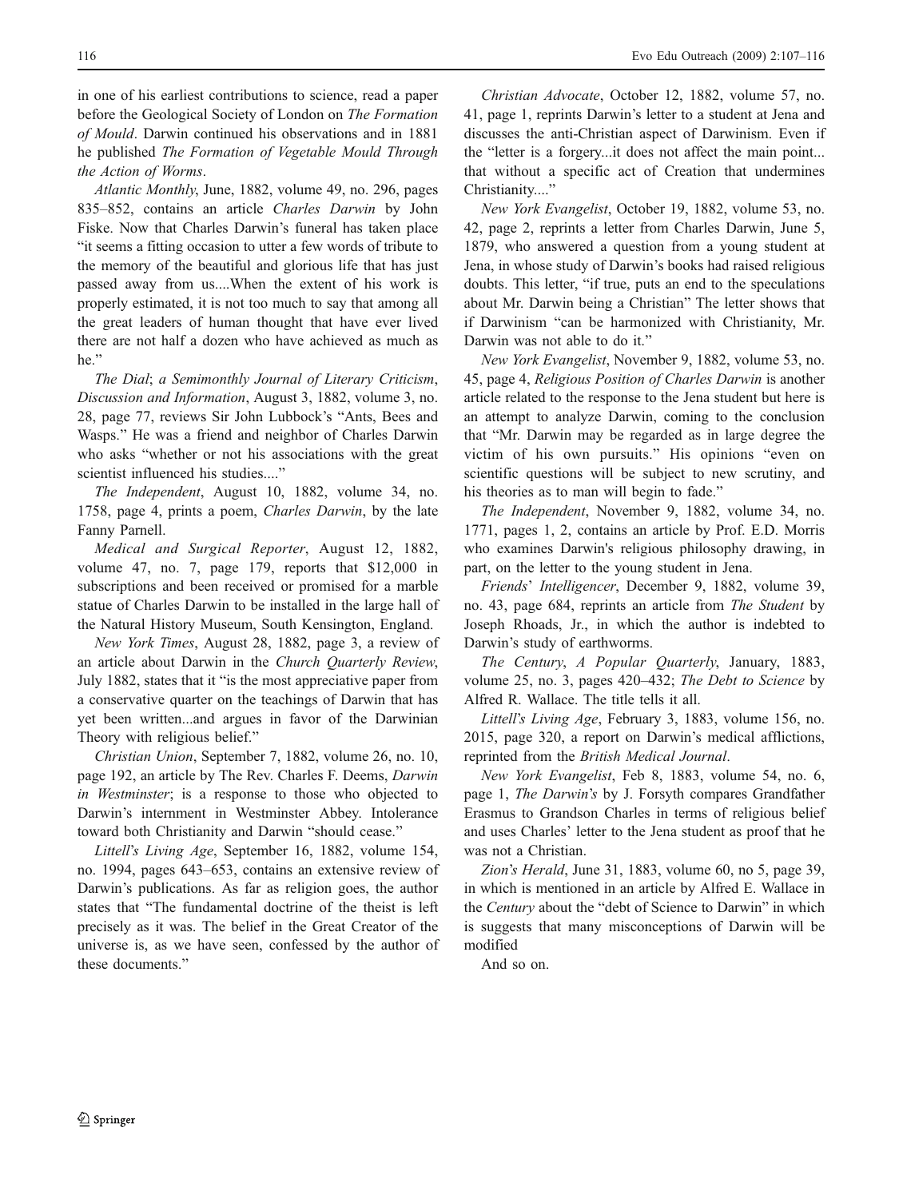in one of his earliest contributions to science, read a paper before the Geological Society of London on *The Formation of Mould*. Darwin continued his observations and in 1881 he published *The Formation of Vegetable Mould Through the Action of Worms*.

*Atlantic Monthly*, June, 1882, volume 49, no. 296, pages 835–852, contains an article *Charles Darwin* by John Fiske. Now that Charles Darwin's funeral has taken place "it seems a fitting occasion to utter a few words of tribute to the memory of the beautiful and glorious life that has just passed away from us....When the extent of his work is properly estimated, it is not too much to say that among all the great leaders of human thought that have ever lived there are not half a dozen who have achieved as much as he."

*The Dial*; *a Semimonthly Journal of Literary Criticism, Discussion and Information*, August 3, 1882, volume 3, no. 28, page 77, reviews Sir John Lubbock's "Ants, Bees and Wasps." He was a friend and neighbor of Charles Darwin who asks "whether or not his associations with the great scientist influenced his studies...."

*The Independent*, August 10, 1882, volume 34, no. 1758, page 4, prints a poem, *Charles Darwin*, by the late Fanny Parnell.

*Medical and Surgical Reporter*, August 12, 1882, volume 47, no. 7, page 179, reports that $12,000 in subscriptions and been received or promised for a marble statue of Charles Darwin to be installed in the large hall of the Natural History Museum, South Kensington, England.

*New York Times*, August 28, 1882, page 3, a review of an article about Darwin in the *Church Quarterly Review*, July 1882, states that it "is the most appreciative paper from a conservative quarter on the teachings of Darwin that has yet been written...and argues in favor of the Darwinian Theory with religious belief."

*Christian Union*, September 7, 1882, volume 26, no. 10, page 192, an article by The Rev. Charles F. Deems, *Darwin in Westminster*; is a response to those who objected to Darwin's internment in Westminster Abbey. Intolerance toward both Christianity and Darwin "should cease."

*Littell's Living Age*, September 16, 1882, volume 154, no. 1994, pages 643–653, contains an extensive review of Darwin's publications. As far as religion goes, the author states that "The fundamental doctrine of the theist is left precisely as it was. The belief in the Great Creator of the universe is, as we have seen, confessed by the author of these documents."

*Christian Advocate*, October 12, 1882, volume 57, no. 41, page 1, reprints Darwin's letter to a student at Jena and discusses the anti-Christian aspect of Darwinism. Even if the "letter is a forgery...it does not affect the main point... that without a specific act of Creation that undermines Christianity...."

*New York Evangelist*, October 19, 1882, volume 53, no. 42, page 2, reprints a letter from Charles Darwin, June 5, 1879, who answered a question from a young student at Jena, in whose study of Darwin's books had raised religious doubts. This letter, "if true, puts an end to the speculations about Mr. Darwin being a Christian" The letter shows that if Darwinism "can be harmonized with Christianity, Mr. Darwin was not able to do it."

*New York Evangelist*, November 9, 1882, volume 53, no. 45, page 4, *Religious Position of Charles Darwin* is another article related to the response to the Jena student but here is an attempt to analyze Darwin, coming to the conclusion that "Mr. Darwin may be regarded as in large degree the victim of his own pursuits." His opinions "even on scientific questions will be subject to new scrutiny, and his theories as to man will begin to fade."

*The Independent*, November 9, 1882, volume 34, no. 1771, pages 1, 2, contains an article by Prof. E.D. Morris who examines Darwin's religious philosophy drawing, in part, on the letter to the young student in Jena.

*Friends' Intelligencer*, December 9, 1882, volume 39, no. 43, page 684, reprints an article from *The Student* by Joseph Rhoads, Jr., in which the author is indebted to Darwin's study of earthworms.

*The Century*, *A Popular Quarterly*, January, 1883, volume 25, no. 3, pages 420–432; *The Debt to Science* by Alfred R. Wallace. The title tells it all.

*Littell's Living Age*, February 3, 1883, volume 156, no. 2015, page 320, a report on Darwin's medical afflictions, reprinted from the *British Medical Journal*.

*New York Evangelist*, Feb 8, 1883, volume 54, no. 6, page 1, *The Darwin's* by J. Forsyth compares Grandfather Erasmus to Grandson Charles in terms of religious belief and uses Charles' letter to the Jena student as proof that he was not a Christian.

*Zion's Herald*, June 31, 1883, volume 60, no 5, page 39, in which is mentioned in an article by Alfred E. Wallace in the *Century* about the "debt of Science to Darwin" in which is suggests that many misconceptions of Darwin will be modified

And so on.